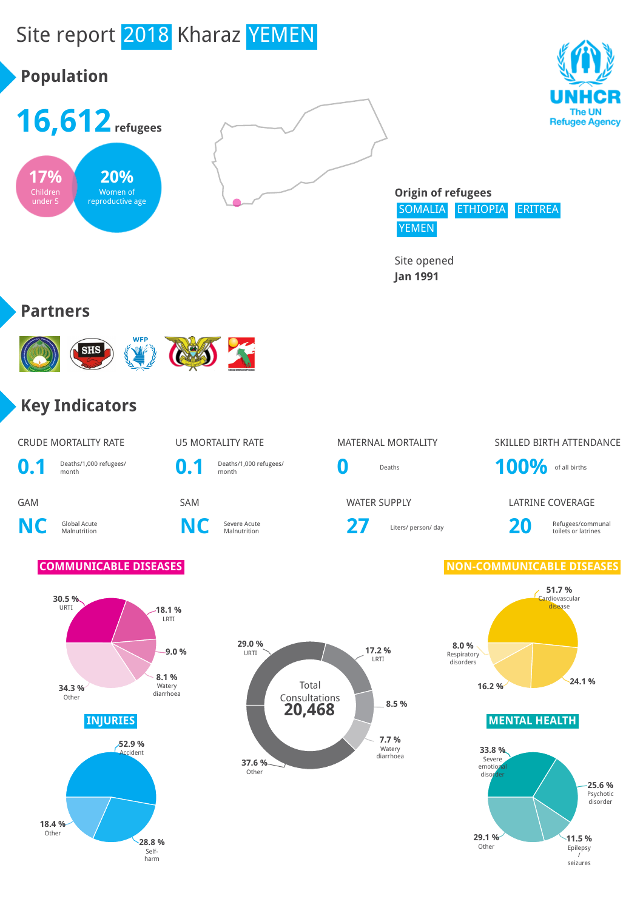# Site report 2018 Kharaz YEMEN

## Population

**16,612** refugees

17% Children under 5

20% Women of reproductive age

**Origin of refugees**

SOMALIA ETHIOPIA ERITREA YEMEN

Site opened
**Jan 1991**

UNHCR The UN Refugee Agency

## Partners

## Key Indicators

| Indicator | Value | Unit |
| --- | --- | --- |
| CRUDE MORTALITY RATE | 0.1 | Deaths/1,000 refugees/ month |
| U5 MORTALITY RATE | 0.1 | Deaths/1,000 refugees/ month |
| MATERNAL MORTALITY | 0 | Deaths |
| SKILLED BIRTH ATTENDANCE | 100% | of all births |
| GAM | NC | Global Acute Malnutrition |
| SAM | NC | Severe Acute Malnutrition |
| WATER SUPPLY | 27 | Liters/ person/ day |
| LATRINE COVERAGE | 20 | Refugees/communal toilets or latrines |

### COMMUNICABLE DISEASES

- 30.5 % URTI
- 18.1 % LRTI
- 9.0 %
- 8.1 % Watery diarrhoea
- 34.3 % Other

### Total Consultations 20,468

- 29.0 % URTI
- 17.2 % LRTI
- 8.5 %
- 7.7 % Watery diarrhoea
- 37.6 % Other

### NON-COMMUNICABLE DISEASES

- 51.7 % Cardiovascular disease
- 8.0 % Respiratory disorders
- 16.2 %
- 24.1 %

### INJURIES

- 52.9 % Accident
- 28.8 % Self-harm
- 18.4 % Other

### MENTAL HEALTH

- 33.8 % Severe emotional disorder
- 25.6 % Psychotic disorder
- 11.5 % Epilepsy / seizures
- 29.1 % Other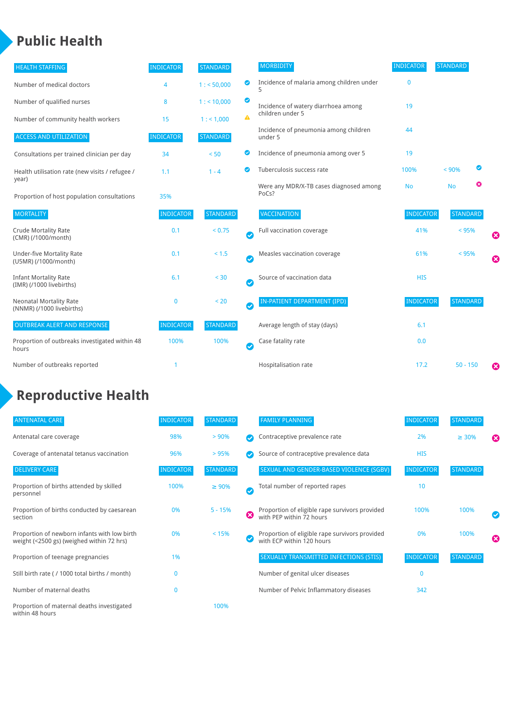# Public Health

| HEALTH STAFFING | INDICATOR | STANDARD | |
|---|---|---|---|
| Number of medical doctors | 4 | 1 : < 50,000 | ✔ |
| Number of qualified nurses | 8 | 1 : < 10,000 | ✔ |
| Number of community health workers | 15 | 1 : < 1,000 | ⚠ |

| ACCESS AND UTILIZATION | INDICATOR | STANDARD | |
|---|---|---|---|
| Consultations per trained clinician per day | 34 | < 50 | ✔ |
| Health utilisation rate (new visits / refugee / year) | 1.1 | 1 - 4 | ✔ |
| Proportion of host population consultations | 35% | | |

| MORTALITY | INDICATOR | STANDARD | |
|---|---|---|---|
| Crude Mortality Rate (CMR) (/1000/month) | 0.1 | < 0.75 | ✔ |
| Under-five Mortality Rate (U5MR) (/1000/month) | 0.1 | < 1.5 | ✔ |
| Infant Mortality Rate (IMR) (/1000 livebirths) | 6.1 | < 30 | ✔ |
| Neonatal Mortality Rate (NNMR) (/1000 livebirths) | 0 | < 20 | ✔ |

| OUTBREAK ALERT AND RESPONSE | INDICATOR | STANDARD | |
|---|---|---|---|
| Proportion of outbreaks investigated within 48 hours | 100% | 100% | ✔ |
| Number of outbreaks reported | 1 | | |

| MORBIDITY | INDICATOR | STANDARD | |
|---|---|---|---|
| Incidence of malaria among children under 5 | 0 | | |
| Incidence of watery diarrhoea among children under 5 | 19 | | |
| Incidence of pneumonia among children under 5 | 44 | | |
| Incidence of pneumonia among over 5 | 19 | | |
| Tuberculosis success rate | 100% | < 90% | ✔ |
| Were any MDR/X-TB cases diagnosed among PoCs? | No | No | ✖ |

| VACCINATION | INDICATOR | STANDARD | |
|---|---|---|---|
| Full vaccination coverage | 41% | < 95% | ✖ |
| Measles vaccination coverage | 61% | < 95% | ✖ |
| Source of vaccination data | HIS | | |

| IN-PATIENT DEPARTMENT (IPD) | INDICATOR | STANDARD | |
|---|---|---|---|
| Average length of stay (days) | 6.1 | | |
| Case fatality rate | 0.0 | | |
| Hospitalisation rate | 17.2 | 50 - 150 | ✖ |

# Reproductive Health

| ANTENATAL CARE | INDICATOR | STANDARD | |
|---|---|---|---|
| Antenatal care coverage | 98% | > 90% | ✔ |
| Coverage of antenatal tetanus vaccination | 96% | > 95% | ✔ |

| DELIVERY CARE | INDICATOR | STANDARD | |
|---|---|---|---|
| Proportion of births attended by skilled personnel | 100% | ≥ 90% | ✔ |
| Proportion of births conducted by caesarean section | 0% | 5 - 15% | ✖ |
| Proportion of newborn infants with low birth weight (<2500 gs) (weighed within 72 hrs) | 0% | < 15% | ✔ |
| Proportion of teenage pregnancies | 1% | | |
| Still birth rate ( / 1000 total births / month) | 0 | | |
| Number of maternal deaths | 0 | | |
| Proportion of maternal deaths investigated within 48 hours | | 100% | |

| FAMILY PLANNING | INDICATOR | STANDARD | |
|---|---|---|---|
| Contraceptive prevalence rate | 2% | ≥ 30% | ✖ |
| Source of contraceptive prevalence data | HIS | | |

| SEXUAL AND GENDER-BASED VIOLENCE (SGBV) | INDICATOR | STANDARD | |
|---|---|---|---|
| Total number of reported rapes | 10 | | |
| Proportion of eligible rape survivors provided with PEP within 72 hours | 100% | 100% | ✔ |
| Proportion of eligible rape survivors provided with ECP within 120 hours | 0% | 100% | ✖ |

| SEXUALLY TRANSMITTED INFECTIONS (STIS) | INDICATOR | STANDARD |
|---|---|---|
| Number of genital ulcer diseases | 0 | |
| Number of Pelvic Inflammatory diseases | 342 | |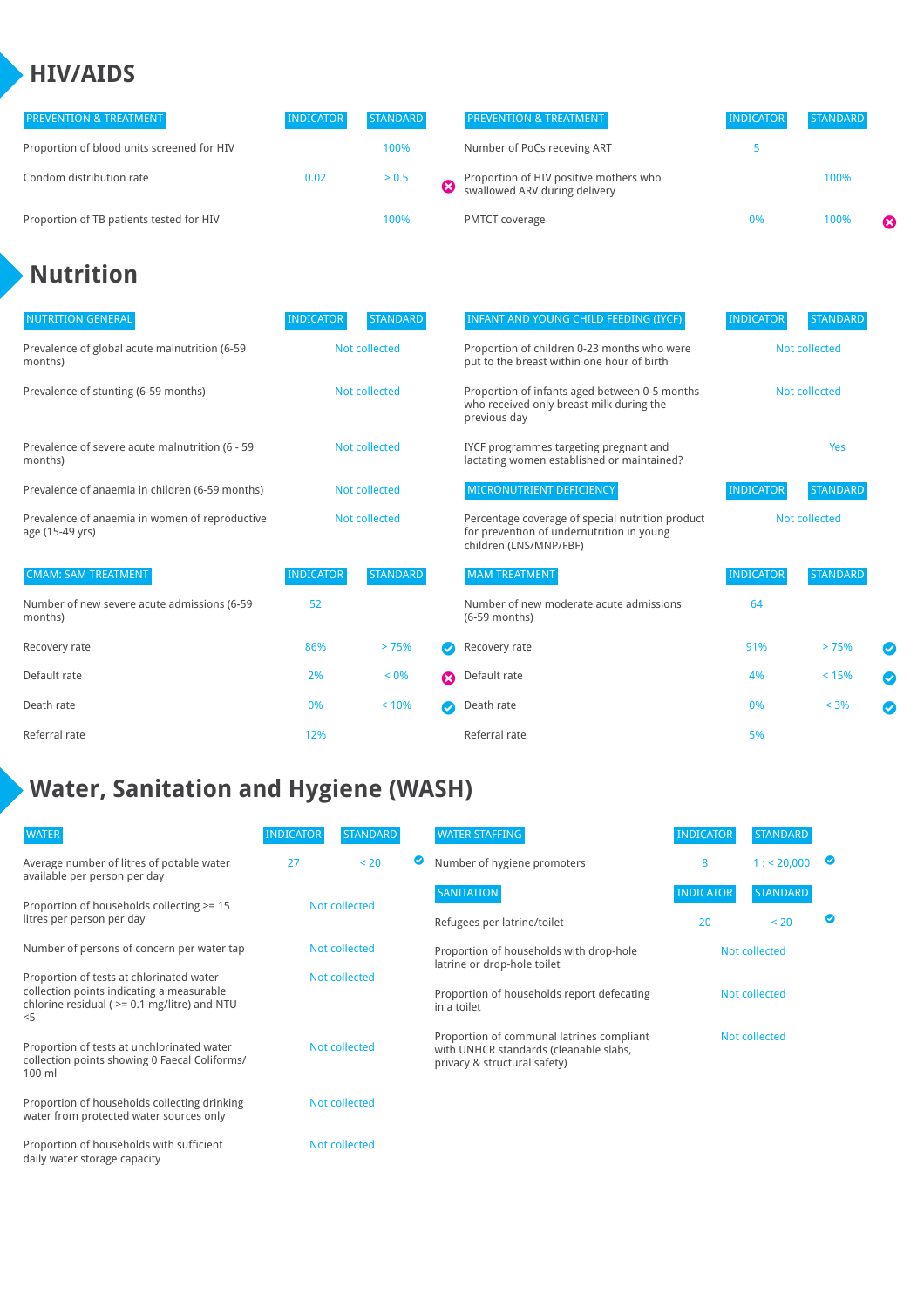# HIV/AIDS

| PREVENTION & TREATMENT | INDICATOR | STANDARD | |
|---|---|---|---|
| Proportion of blood units screened for HIV | | 100% | |
| Condom distribution rate | 0.02 | > 0.5 | ✗ |
| Proportion of TB patients tested for HIV | | 100% | |

| PREVENTION & TREATMENT | INDICATOR | STANDARD | |
|---|---|---|---|
| Number of PoCs receving ART | 5 | | |
| Proportion of HIV positive mothers who swallowed ARV during delivery | | 100% | |
| PMTCT coverage | 0% | 100% | ✗ |

# Nutrition

| NUTRITION GENERAL | INDICATOR | STANDARD |
|---|---|---|
| Prevalence of global acute malnutrition (6-59 months) | Not collected | |
| Prevalence of stunting (6-59 months) | Not collected | |
| Prevalence of severe acute malnutrition (6 - 59 months) | Not collected | |
| Prevalence of anaemia in children (6-59 months) | Not collected | |
| Prevalence of anaemia in women of reproductive age (15-49 yrs) | Not collected | |

| INFANT AND YOUNG CHILD FEEDING (IYCF) | INDICATOR | STANDARD |
|---|---|---|
| Proportion of children 0-23 months who were put to the breast within one hour of birth | Not collected | |
| Proportion of infants aged between 0-5 months who received only breast milk during the previous day | Not collected | |
| IYCF programmes targeting pregnant and lactating women established or maintained? | | Yes |

| MICRONUTRIENT DEFICIENCY | INDICATOR | STANDARD |
|---|---|---|
| Percentage coverage of special nutrition product for prevention of undernutrition in young children (LNS/MNP/FBF) | Not collected | |

| CMAM: SAM TREATMENT | INDICATOR | STANDARD | |
|---|---|---|---|
| Number of new severe acute admissions (6-59 months) | 52 | | |
| Recovery rate | 86% | > 75% | ✓ |
| Default rate | 2% | < 0% | ✗ |
| Death rate | 0% | < 10% | ✓ |
| Referral rate | 12% | | |

| MAM TREATMENT | INDICATOR | STANDARD | |
|---|---|---|---|
| Number of new moderate acute admissions (6-59 months) | 64 | | |
| Recovery rate | 91% | > 75% | ✓ |
| Default rate | 4% | < 15% | ✓ |
| Death rate | 0% | < 3% | ✓ |
| Referral rate | 5% | | |

# Water, Sanitation and Hygiene (WASH)

| WATER | INDICATOR | STANDARD | |
|---|---|---|---|
| Average number of litres of potable water available per person per day | 27 | < 20 | ✓ |
| Proportion of households collecting >= 15 litres per person per day | Not collected | | |
| Number of persons of concern per water tap | Not collected | | |
| Proportion of tests at chlorinated water collection points indicating a measurable chlorine residual ( >= 0.1 mg/litre) and NTU <5 | Not collected | | |
| Proportion of tests at unchlorinated water collection points showing 0 Faecal Coliforms/ 100 ml | Not collected | | |
| Proportion of households collecting drinking water from protected water sources only | Not collected | | |
| Proportion of households with sufficient daily water storage capacity | Not collected | | |

| WATER STAFFING | INDICATOR | STANDARD | |
|---|---|---|---|
| Number of hygiene promoters | 8 | 1 : < 20,000 | ✓ |

| SANITATION | INDICATOR | STANDARD | |
|---|---|---|---|
| Refugees per latrine/toilet | 20 | < 20 | ✓ |
| Proportion of households with drop-hole latrine or drop-hole toilet | Not collected | | |
| Proportion of households report defecating in a toilet | Not collected | | |
| Proportion of communal latrines compliant with UNHCR standards (cleanable slabs, privacy & structural safety) | Not collected | | |